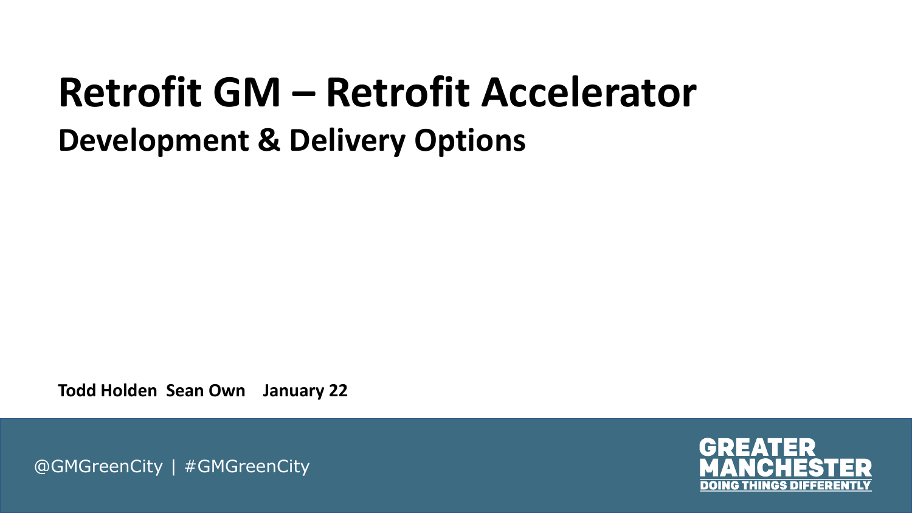# Retrofit GM – Retrofit Accelerator

## Development & Delivery Options

**Todd Holden Sean Own January 22**

@GMGreenCity | #GMGreenCity

GREATER MANCHESTER
DOING THINGS DIFFERENTLY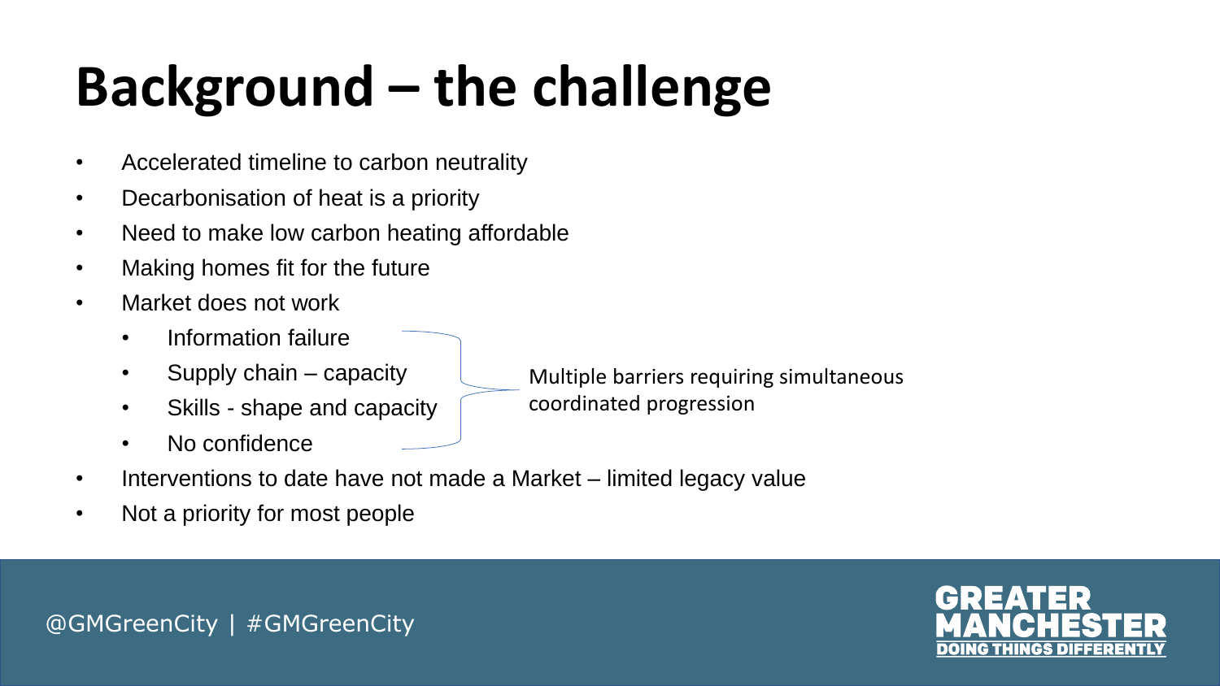# Background – the challenge

- Accelerated timeline to carbon neutrality
- Decarbonisation of heat is a priority
- Need to make low carbon heating affordable
- Making homes fit for the future
- Market does not work
  - Information failure
  - Supply chain – capacity
  - Skills - shape and capacity
  - No confidence

  Multiple barriers requiring simultaneous coordinated progression
- Interventions to date have not made a Market – limited legacy value
- Not a priority for most people

@GMGreenCity | #GMGreenCity

GREATER MANCHESTER
DOING THINGS DIFFERENTLY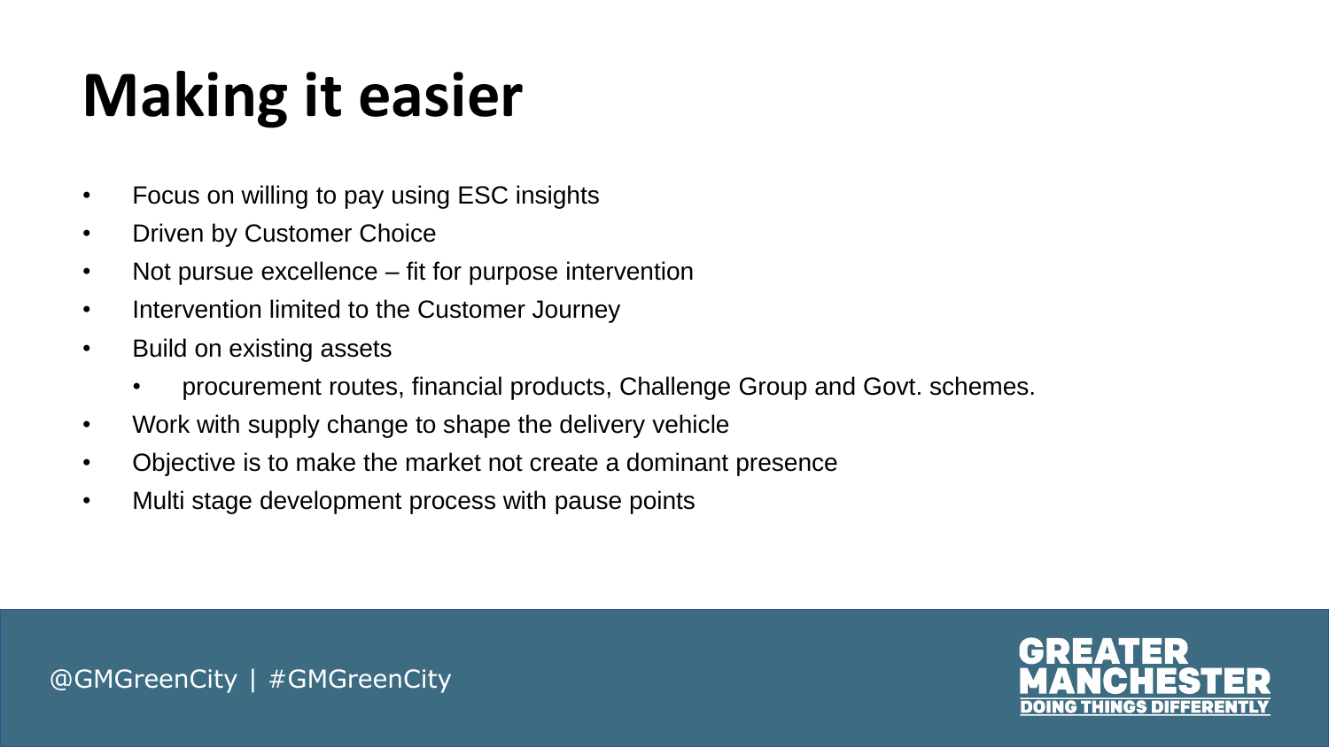# Making it easier

- Focus on willing to pay using ESC insights
- Driven by Customer Choice
- Not pursue excellence – fit for purpose intervention
- Intervention limited to the Customer Journey
- Build on existing assets
  - procurement routes, financial products, Challenge Group and Govt. schemes.
- Work with supply change to shape the delivery vehicle
- Objective is to make the market not create a dominant presence
- Multi stage development process with pause points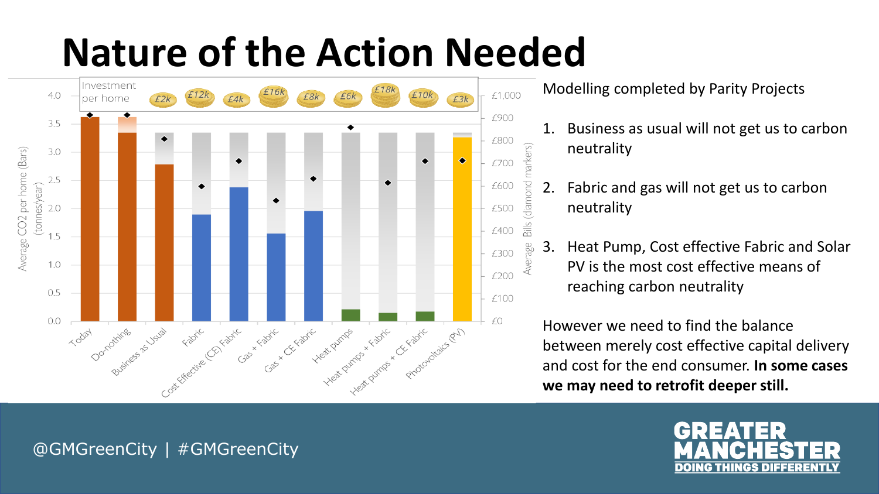# Nature of the Action Needed

| | Today | Do-nothing | Business as Usual | Fabric | Cost Effective (CE) Fabric | Gas + Fabric | Gas + CE Fabric | Heat pumps | Heat pumps + Fabric | Heat pumps + CE Fabric | Photovoltaics (PV) |
|---|---|---|---|---|---|---|---|---|---|---|---|
| Investment per home | | | £2k | £12k | £4k | £16k | £8k | £6k | £18k | £10k | £3k |

Average CO2 per home (Bars) (tonnes/year): 0.0, 0.5, 1.0, 1.5, 2.0, 2.5, 3.0, 3.5, 4.0

Average Bills (diamond markers): £0, £100, £200, £300, £400, £500, £600, £700, £800, £900, £1,000

Modelling completed by Parity Projects

1. Business as usual will not get us to carbon neutrality
2. Fabric and gas will not get us to carbon neutrality
3. Heat Pump, Cost effective Fabric and Solar PV is the most cost effective means of reaching carbon neutrality

However we need to find the balance between merely cost effective capital delivery and cost for the end consumer. **In some cases we may need to retrofit deeper still.**

@GMGreenCity | #GMGreenCity

GREATER MANCHESTER DOING THINGS DIFFERENTLY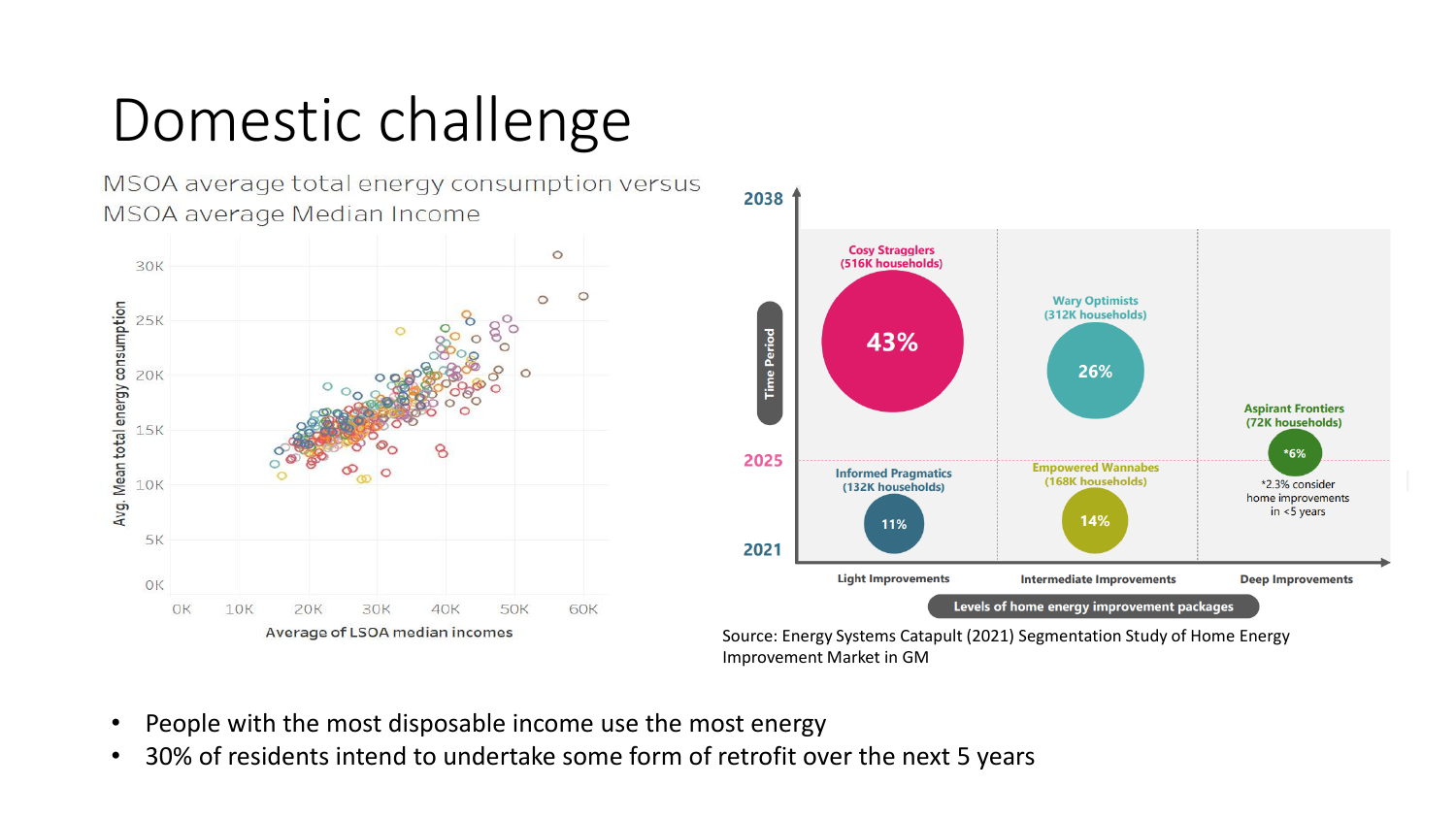# Domestic challenge

MSOA average total energy consumption versus MSOA average Median Income

Source: Energy Systems Catapult (2021) Segmentation Study of Home Energy Improvement Market in GM

- People with the most disposable income use the most energy
- 30% of residents intend to undertake some form of retrofit over the next 5 years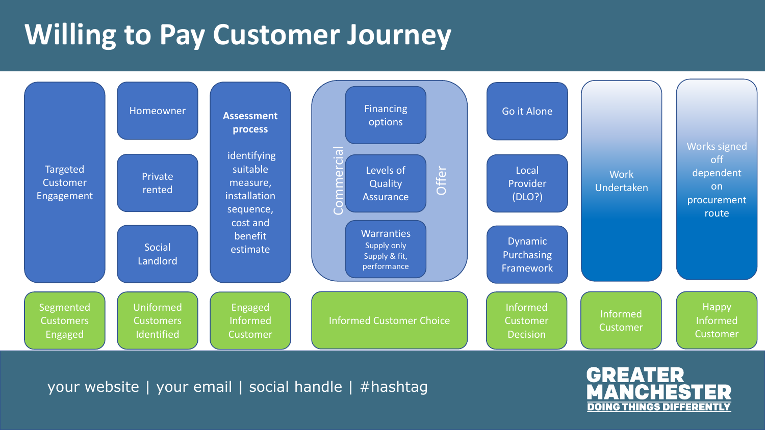# Willing to Pay Customer Journey

| Targeted Customer Engagement | Homeowner / Private rented / Social Landlord | **Assessment process** identifying suitable measure, installation sequence, cost and benefit estimate | Commercial Offer: Financing options / Levels of Quality Assurance / Warranties (Supply only, Supply & fit, performance) | Go it Alone / Local Provider (DLO?) / Dynamic Purchasing Framework | Work Undertaken | Works signed off dependent on procurement route |
| --- | --- | --- | --- | --- | --- | --- |
| Segmented Customers Engaged | Uniformed Customers Identified | Engaged Informed Customer | Informed Customer Choice | Informed Customer Decision | Informed Customer | Happy Informed Customer |

your website | your email | social handle | #hashtag

GREATER MANCHESTER
DOING THINGS DIFFERENTLY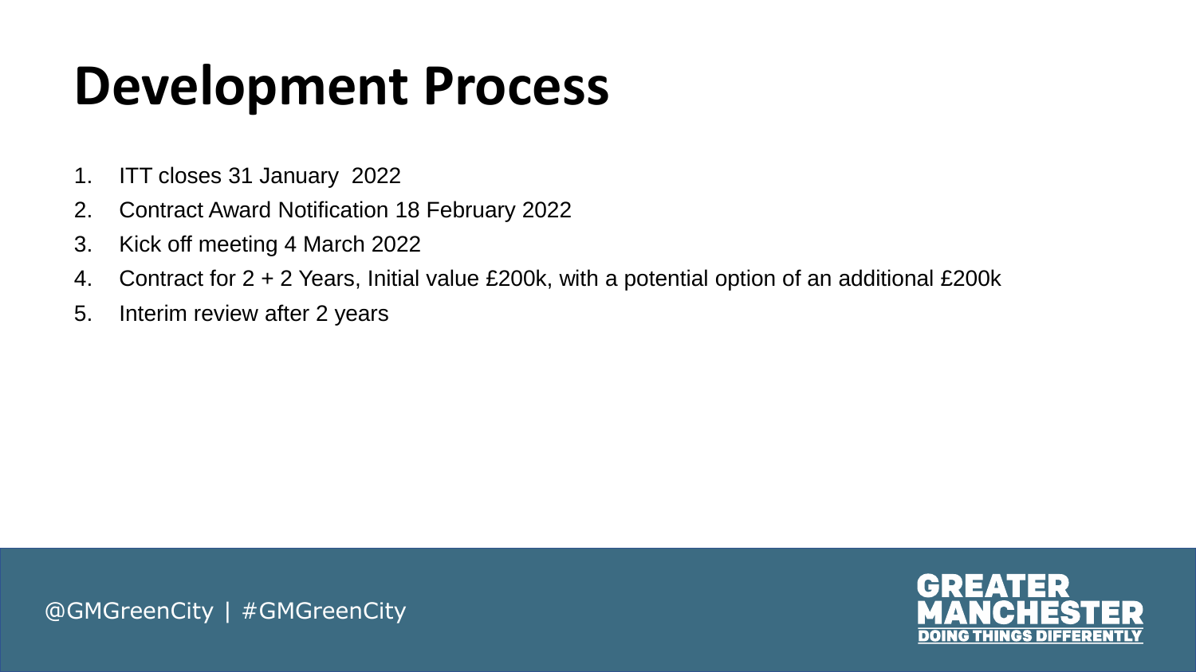# Development Process

1. ITT closes 31 January 2022
2. Contract Award Notification 18 February 2022
3. Kick off meeting 4 March 2022
4. Contract for 2 + 2 Years, Initial value £200k, with a potential option of an additional £200k
5. Interim review after 2 years

@GMGreenCity | #GMGreenCity

GREATER MANCHESTER
DOING THINGS DIFFERENTLY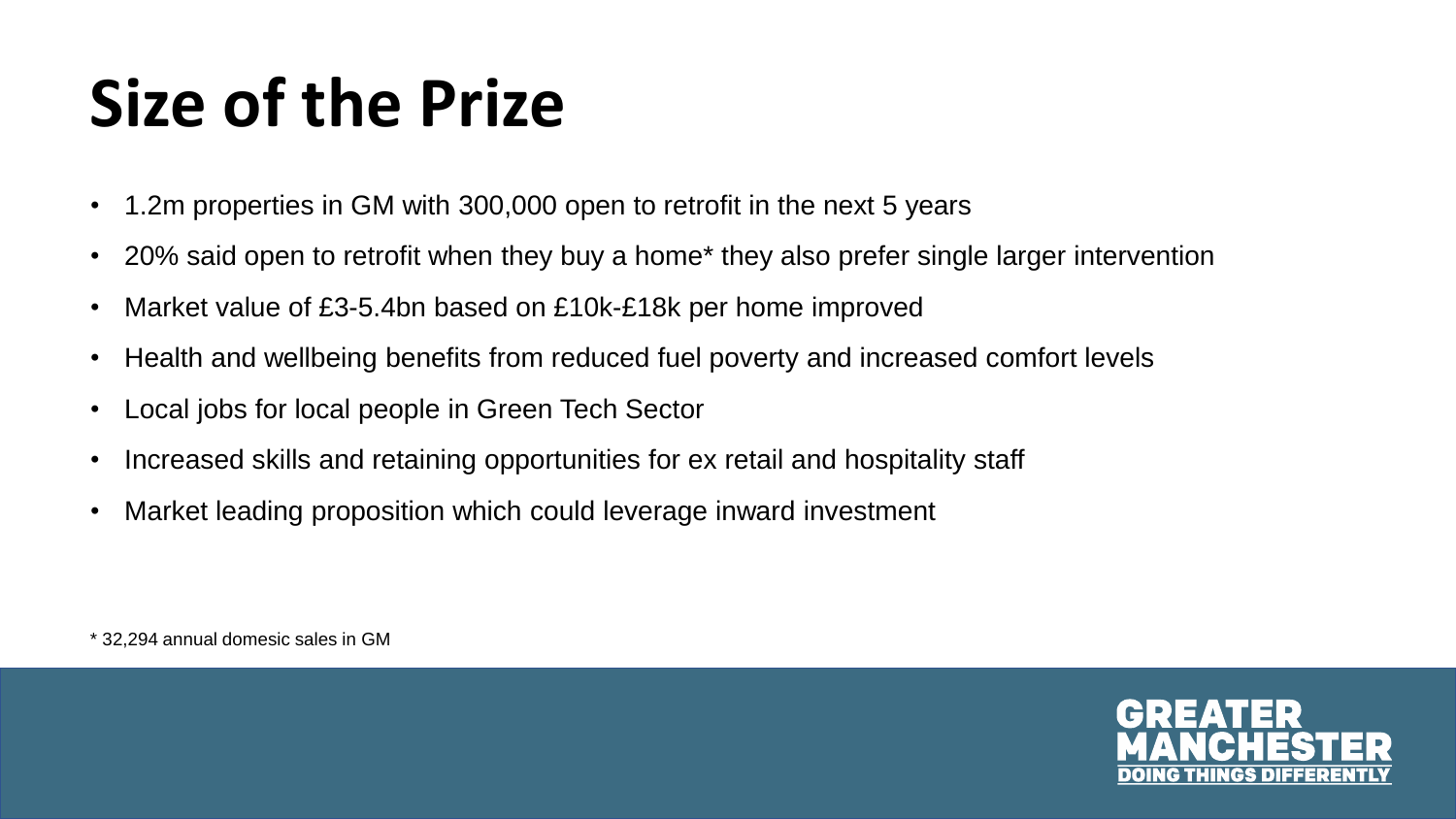# Size of the Prize

- 1.2m properties in GM with 300,000 open to retrofit in the next 5 years
- 20% said open to retrofit when they buy a home* they also prefer single larger intervention
- Market value of £3-5.4bn based on £10k-£18k per home improved
- Health and wellbeing benefits from reduced fuel poverty and increased comfort levels
- Local jobs for local people in Green Tech Sector
- Increased skills and retaining opportunities for ex retail and hospitality staff
- Market leading proposition which could leverage inward investment

* 32,294 annual domesic sales in GM

GREATER MANCHESTER
DOING THINGS DIFFERENTLY